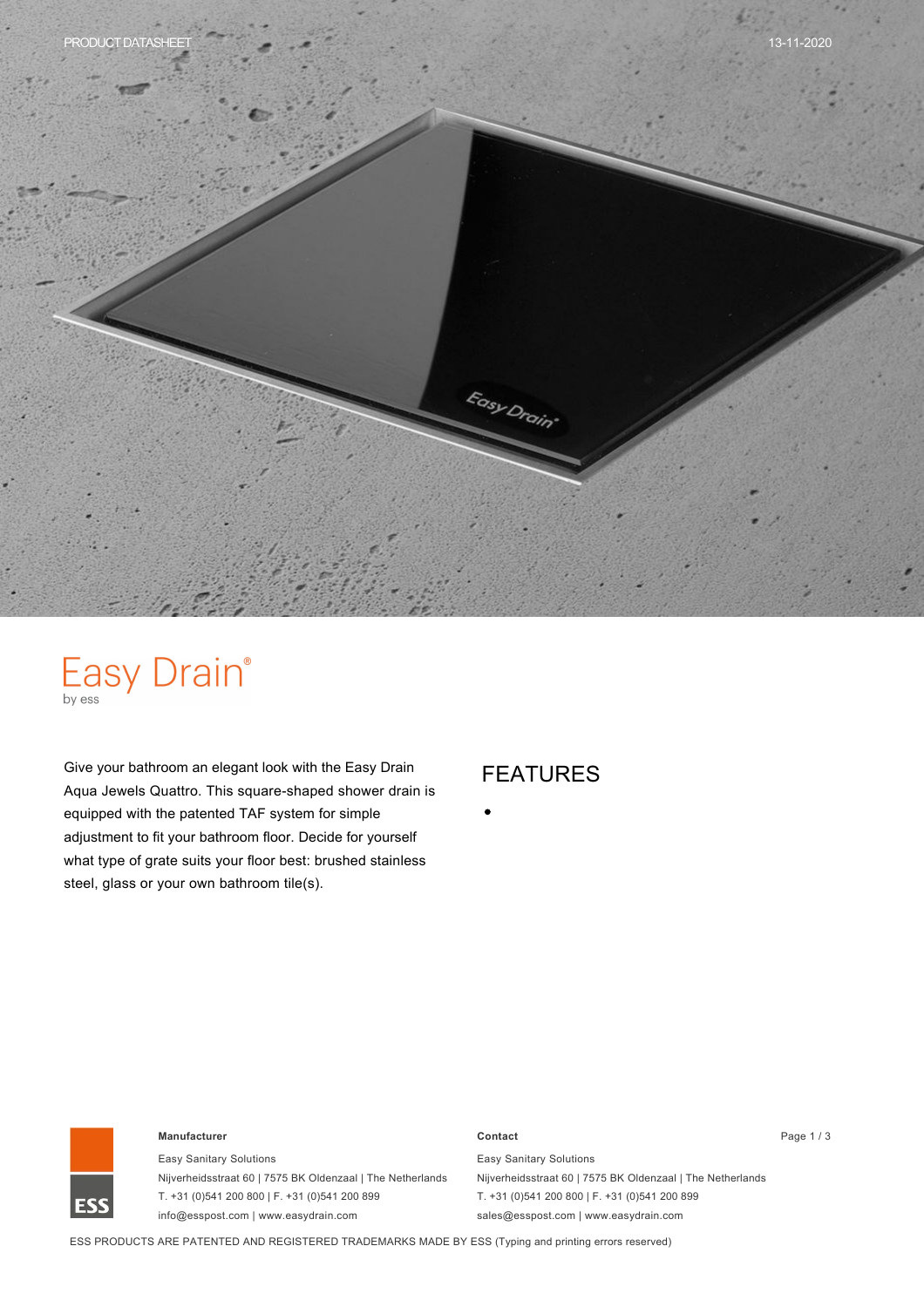# Easy Drain®

by ess

Give your bathroom an elegant look with the Easy Drain Aqua Jewels Quattro. This square-shaped shower drain is equipped with the patented TAF system for simple adjustment to fit your bathroom floor. Decide for yourself what type of grate suits your floor best: brushed stainless steel, glass or your own bathroom tile(s).

## FEATURES

**Manufacturer**

Easy Sanitary Solutions
Nijverheidsstraat 60 | 7575 BK Oldenzaal | The Netherlands
T. +31 (0)541 200 800 | F. +31 (0)541 200 899
info@esspost.com | www.easydrain.com

**Contact**

Easy Sanitary Solutions
Nijverheidsstraat 60 | 7575 BK Oldenzaal | The Netherlands
T. +31 (0)541 200 800 | F. +31 (0)541 200 899
sales@esspost.com | www.easydrain.com

ESS PRODUCTS ARE PATENTED AND REGISTERED TRADEMARKS MADE BY ESS (Typing and printing errors reserved)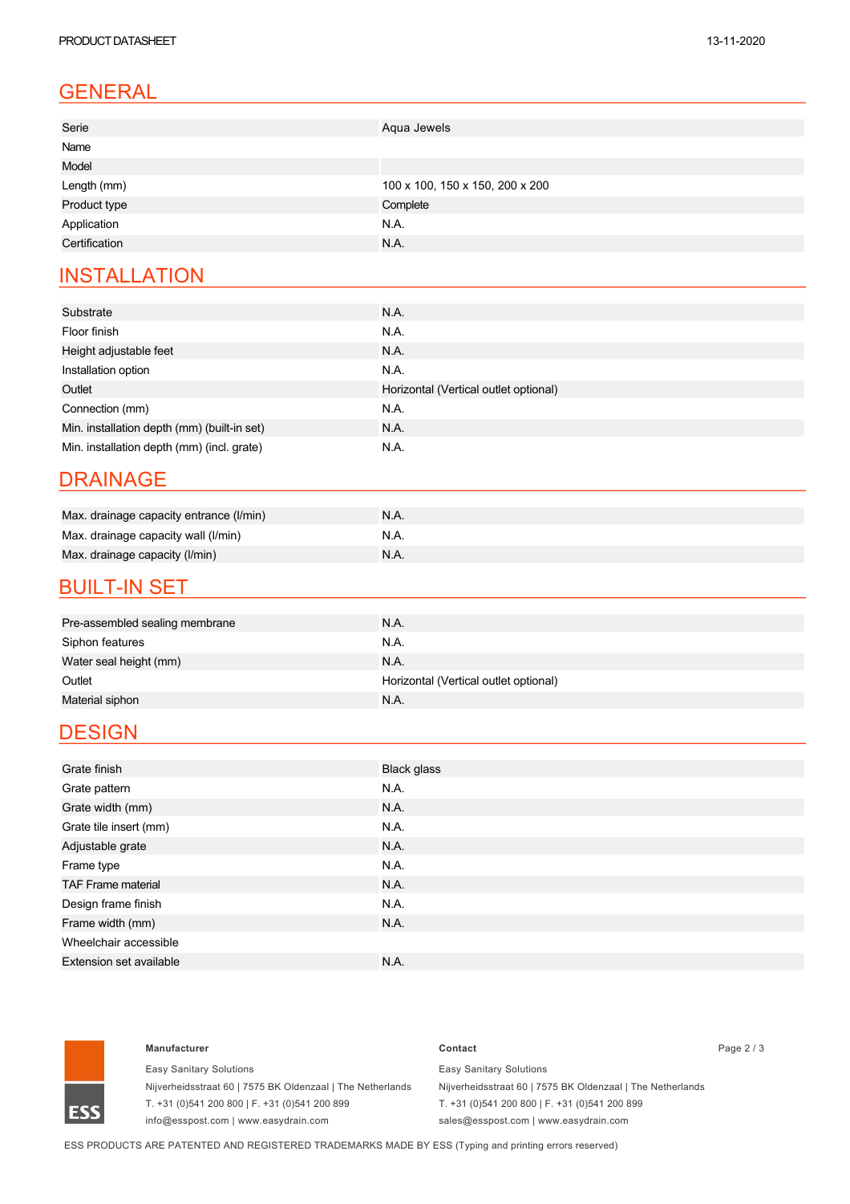## GENERAL

| | |
|---|---|
| Serie | Aqua Jewels |
| Name | |
| Model | |
| Length (mm) | 100 x 100, 150 x 150, 200 x 200 |
| Product type | Complete |
| Application | N.A. |
| Certification | N.A. |

## INSTALLATION

| | |
|---|---|
| Substrate | N.A. |
| Floor finish | N.A. |
| Height adjustable feet | N.A. |
| Installation option | N.A. |
| Outlet | Horizontal (Vertical outlet optional) |
| Connection (mm) | N.A. |
| Min. installation depth (mm) (built-in set) | N.A. |
| Min. installation depth (mm) (incl. grate) | N.A. |

## DRAINAGE

| | |
|---|---|
| Max. drainage capacity entrance (l/min) | N.A. |
| Max. drainage capacity wall (l/min) | N.A. |
| Max. drainage capacity (l/min) | N.A. |

## BUILT-IN SET

| | |
|---|---|
| Pre-assembled sealing membrane | N.A. |
| Siphon features | N.A. |
| Water seal height (mm) | N.A. |
| Outlet | Horizontal (Vertical outlet optional) |
| Material siphon | N.A. |

## DESIGN

| | |
|---|---|
| Grate finish | Black glass |
| Grate pattern | N.A. |
| Grate width (mm) | N.A. |
| Grate tile insert (mm) | N.A. |
| Adjustable grate | N.A. |
| Frame type | N.A. |
| TAF Frame material | N.A. |
| Design frame finish | N.A. |
| Frame width (mm) | N.A. |
| Wheelchair accessible | |
| Extension set available | N.A. |

**Manufacturer**

Easy Sanitary Solutions
Nijverheidsstraat 60 | 7575 BK Oldenzaal | The Netherlands
T. +31 (0)541 200 800 | F. +31 (0)541 200 899
info@esspost.com | www.easydrain.com

**Contact**

Easy Sanitary Solutions
Nijverheidsstraat 60 | 7575 BK Oldenzaal | The Netherlands
T. +31 (0)541 200 800 | F. +31 (0)541 200 899
sales@esspost.com | www.easydrain.com

ESS PRODUCTS ARE PATENTED AND REGISTERED TRADEMARKS MADE BY ESS (Typing and printing errors reserved)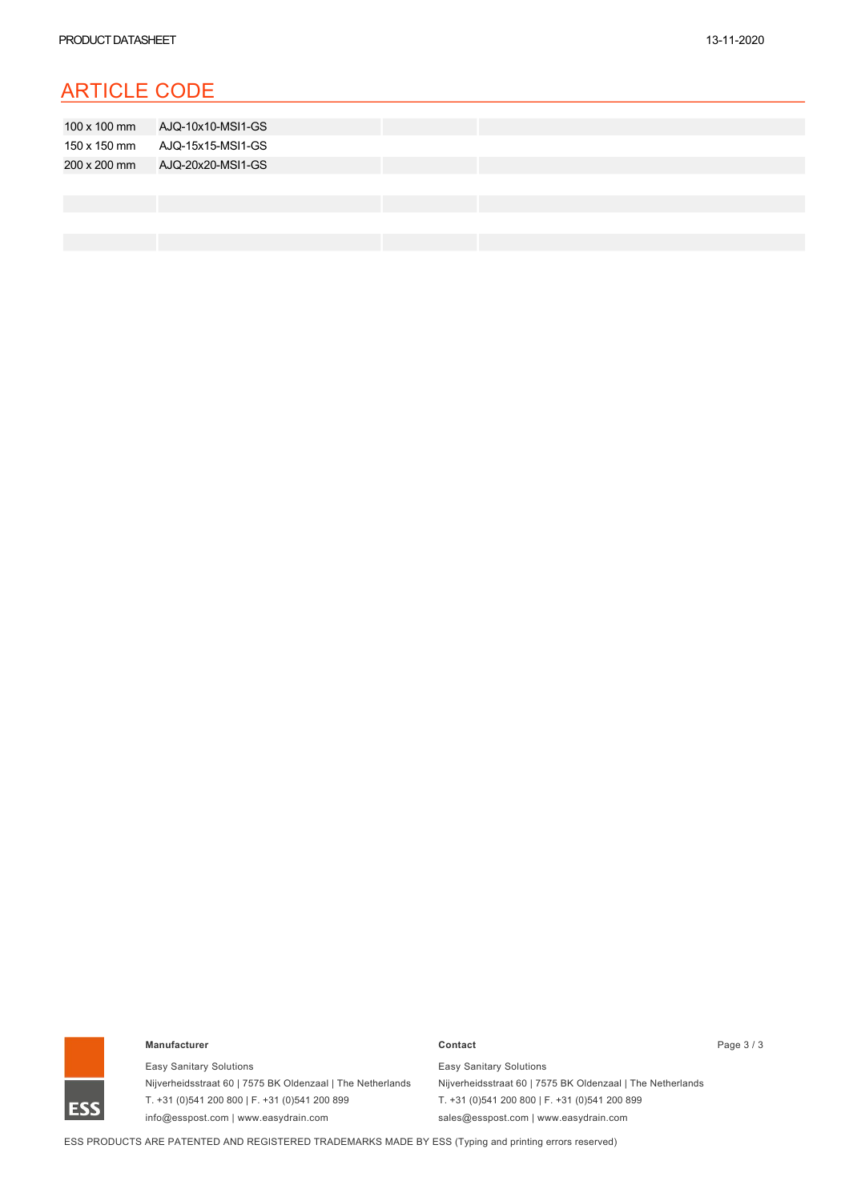## ARTICLE CODE

| | | | |
|---|---|---|---|
| 100 x 100 mm | AJQ-10x10-MSI1-GS | | |
| 150 x 150 mm | AJQ-15x15-MSI1-GS | | |
| 200 x 200 mm | AJQ-20x20-MSI1-GS | | |
| | | | |
| | | | |

**Manufacturer**

Easy Sanitary Solutions
Nijverheidsstraat 60 | 7575 BK Oldenzaal | The Netherlands
T. +31 (0)541 200 800 | F. +31 (0)541 200 899
info@esspost.com | www.easydrain.com

**Contact**

Easy Sanitary Solutions
Nijverheidsstraat 60 | 7575 BK Oldenzaal | The Netherlands
T. +31 (0)541 200 800 | F. +31 (0)541 200 899
sales@esspost.com | www.easydrain.com

ESS PRODUCTS ARE PATENTED AND REGISTERED TRADEMARKS MADE BY ESS (Typing and printing errors reserved)